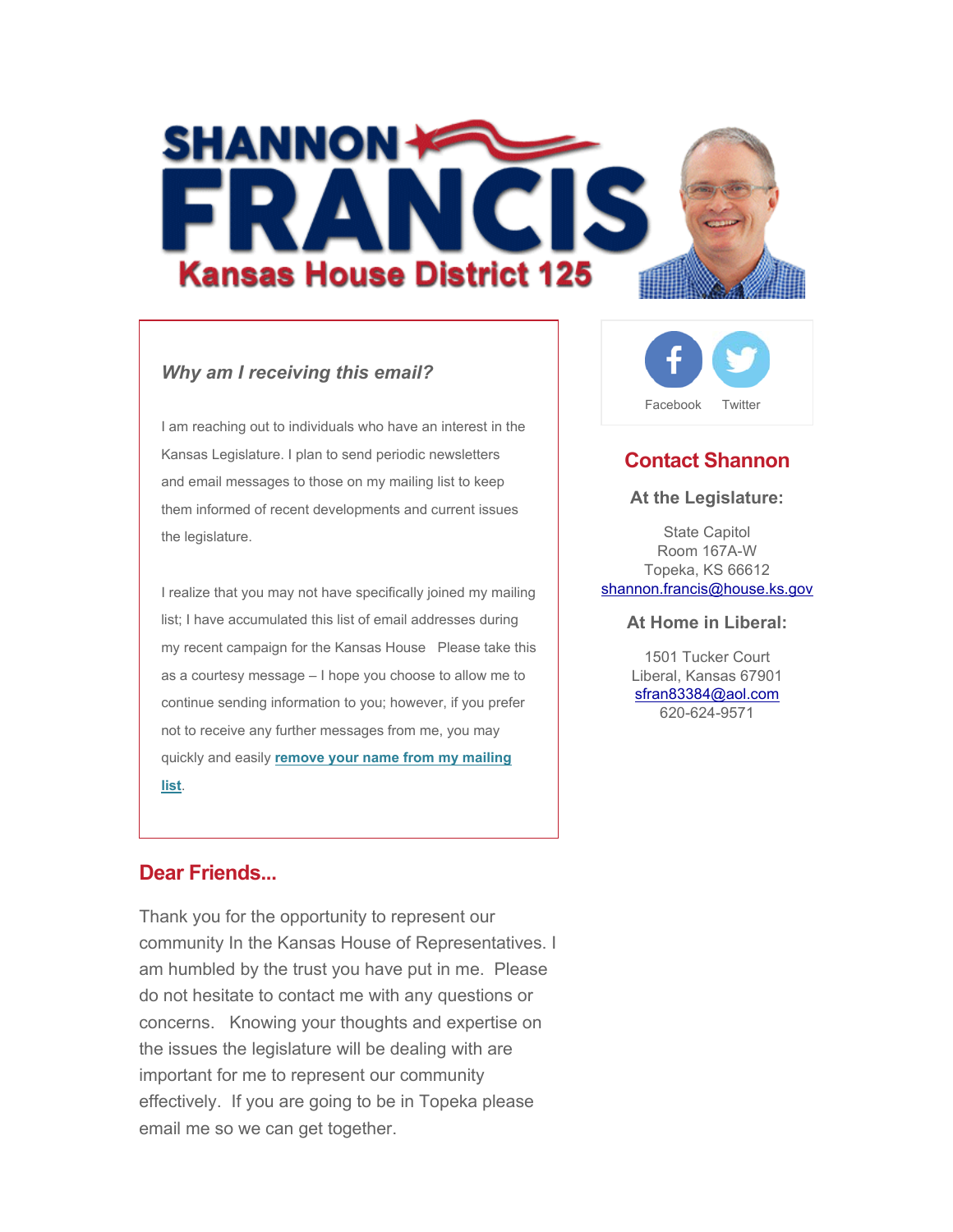# SHANNON FRANCIS

## Kansas House District 125

***Why am I receiving this email?***

I am reaching out to individuals who have an interest in the Kansas Legislature. I plan to send periodic newsletters and email messages to those on my mailing list to keep them informed of recent developments and current issues the legislature.

I realize that you may not have specifically joined my mailing list; I have accumulated this list of email addresses during my recent campaign for the Kansas House Please take this as a courtesy message – I hope you choose to allow me to continue sending information to you; however, if you prefer not to receive any further messages from me, you may quickly and easily **remove your name from my mailing list**.

Facebook Twitter

## Contact Shannon

### At the Legislature:

State Capitol
Room 167A-W
Topeka, KS 66612
shannon.francis@house.ks.gov

### At Home in Liberal:

1501 Tucker Court
Liberal, Kansas 67901
sfran83384@aol.com
620-624-9571

## Dear Friends...

Thank you for the opportunity to represent our community In the Kansas House of Representatives. I am humbled by the trust you have put in me. Please do not hesitate to contact me with any questions or concerns. Knowing your thoughts and expertise on the issues the legislature will be dealing with are important for me to represent our community effectively. If you are going to be in Topeka please email me so we can get together.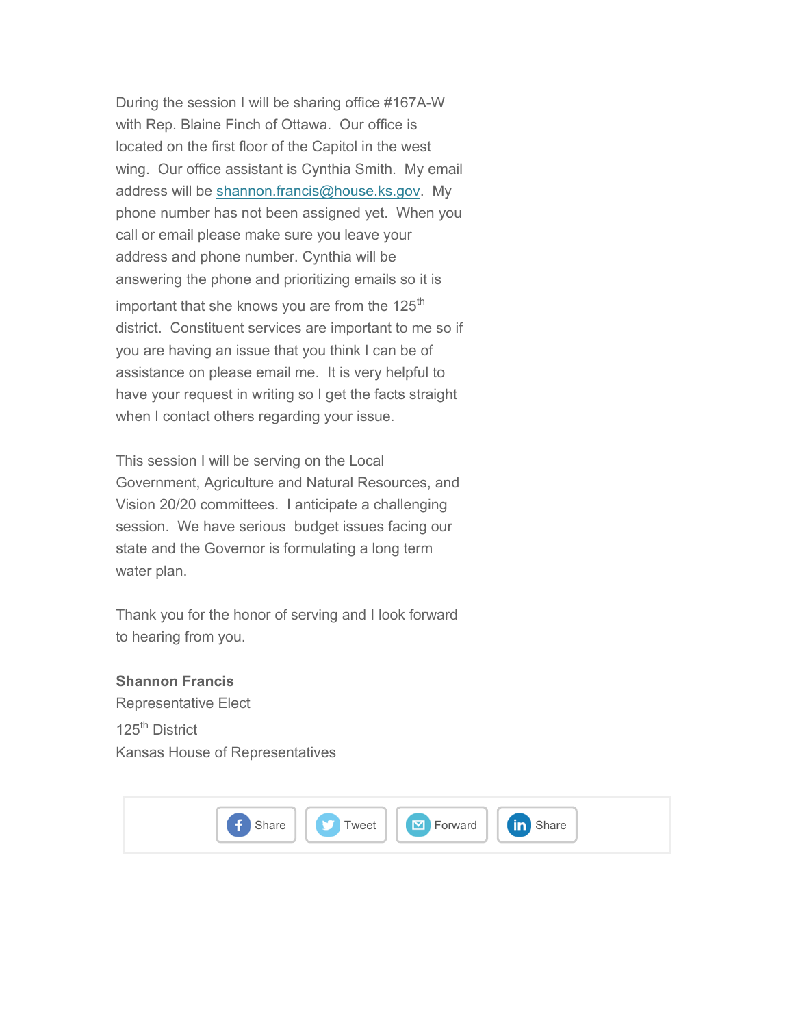During the session I will be sharing office #167A-W with Rep. Blaine Finch of Ottawa. Our office is located on the first floor of the Capitol in the west wing. Our office assistant is Cynthia Smith. My email address will be shannon.francis@house.ks.gov. My phone number has not been assigned yet. When you call or email please make sure you leave your address and phone number. Cynthia will be answering the phone and prioritizing emails so it is important that she knows you are from the 125th district. Constituent services are important to me so if you are having an issue that you think I can be of assistance on please email me. It is very helpful to have your request in writing so I get the facts straight when I contact others regarding your issue.

This session I will be serving on the Local Government, Agriculture and Natural Resources, and Vision 20/20 committees. I anticipate a challenging session. We have serious budget issues facing our state and the Governor is formulating a long term water plan.

Thank you for the honor of serving and I look forward to hearing from you.

**Shannon Francis**
Representative Elect
125th District
Kansas House of Representatives

Share Tweet Forward Share